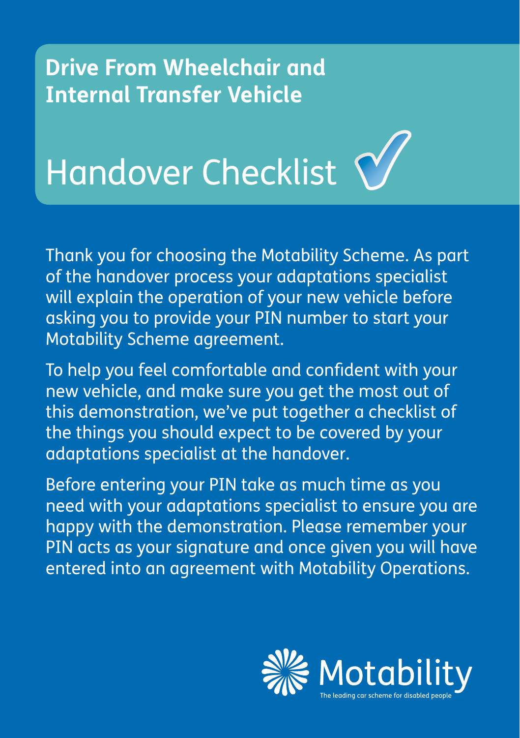## Drive From Wheelchair and Internal Transfer Vehicle

# Handover Checklist ✓

Thank you for choosing the Motability Scheme. As part of the handover process your adaptations specialist will explain the operation of your new vehicle before asking you to provide your PIN number to start your Motability Scheme agreement.

To help you feel comfortable and confident with your new vehicle, and make sure you get the most out of this demonstration, we've put together a checklist of the things you should expect to be covered by your adaptations specialist at the handover.

Before entering your PIN take as much time as you need with your adaptations specialist to ensure you are happy with the demonstration. Please remember your PIN acts as your signature and once given you will have entered into an agreement with Motability Operations.

Motability
The leading car scheme for disabled people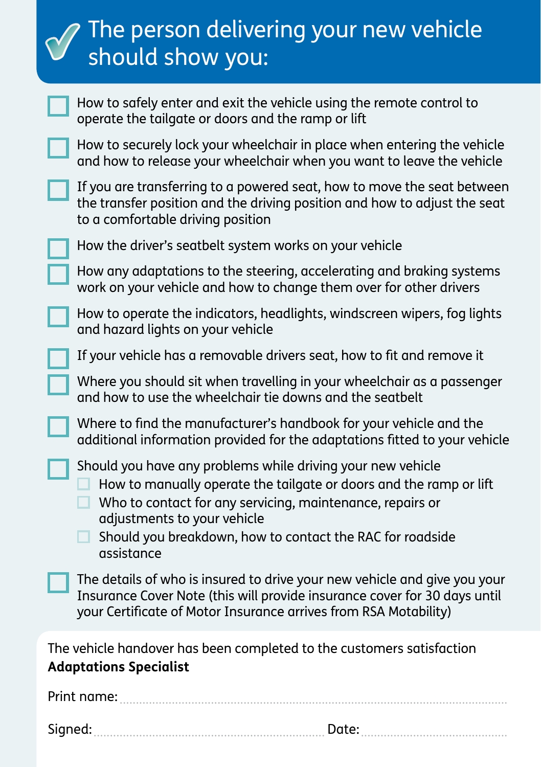## The person delivering your new vehicle should show you:

- [ ] How to safely enter and exit the vehicle using the remote control to operate the tailgate or doors and the ramp or lift
- [ ] How to securely lock your wheelchair in place when entering the vehicle and how to release your wheelchair when you want to leave the vehicle
- [ ] If you are transferring to a powered seat, how to move the seat between the transfer position and the driving position and how to adjust the seat to a comfortable driving position
- [ ] How the driver's seatbelt system works on your vehicle
- [ ] How any adaptations to the steering, accelerating and braking systems work on your vehicle and how to change them over for other drivers
- [ ] How to operate the indicators, headlights, windscreen wipers, fog lights and hazard lights on your vehicle
- [ ] If your vehicle has a removable drivers seat, how to fit and remove it
- [ ] Where you should sit when travelling in your wheelchair as a passenger and how to use the wheelchair tie downs and the seatbelt
- [ ] Where to find the manufacturer's handbook for your vehicle and the additional information provided for the adaptations fitted to your vehicle
- [ ] Should you have any problems while driving your new vehicle
  - [ ] How to manually operate the tailgate or doors and the ramp or lift
  - [ ] Who to contact for any servicing, maintenance, repairs or adjustments to your vehicle
  - [ ] Should you breakdown, how to contact the RAC for roadside assistance
- [ ] The details of who is insured to drive your new vehicle and give you your Insurance Cover Note (this will provide insurance cover for 30 days until your Certificate of Motor Insurance arrives from RSA Motability)

The vehicle handover has been completed to the customers satisfaction

**Adaptations Specialist**

Print name: ..............................................................................

Signed: .................................................... Date: ..............................